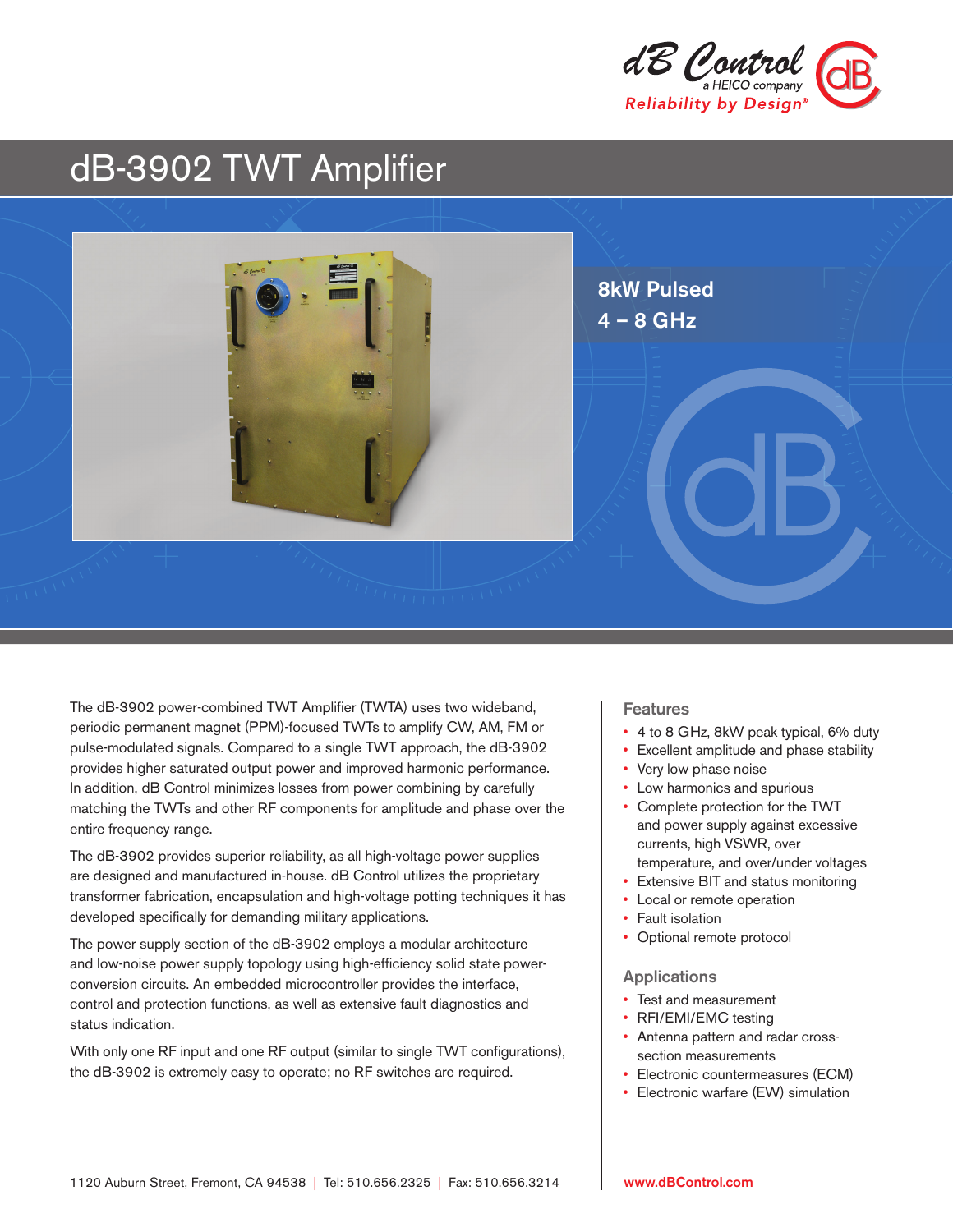dB Control
a HEICO company
Reliability by Design®

# dB-3902 TWT Amplifier

**8kW Pulsed**
**4 – 8 GHz**

The dB-3902 power-combined TWT Amplifier (TWTA) uses two wideband, periodic permanent magnet (PPM)-focused TWTs to amplify CW, AM, FM or pulse-modulated signals. Compared to a single TWT approach, the dB-3902 provides higher saturated output power and improved harmonic performance. In addition, dB Control minimizes losses from power combining by carefully matching the TWTs and other RF components for amplitude and phase over the entire frequency range.

The dB-3902 provides superior reliability, as all high-voltage power supplies are designed and manufactured in-house. dB Control utilizes the proprietary transformer fabrication, encapsulation and high-voltage potting techniques it has developed specifically for demanding military applications.

The power supply section of the dB-3902 employs a modular architecture and low-noise power supply topology using high-efficiency solid state power-conversion circuits. An embedded microcontroller provides the interface, control and protection functions, as well as extensive fault diagnostics and status indication.

With only one RF input and one RF output (similar to single TWT configurations), the dB-3902 is extremely easy to operate; no RF switches are required.

## Features

- 4 to 8 GHz, 8kW peak typical, 6% duty
- Excellent amplitude and phase stability
- Very low phase noise
- Low harmonics and spurious
- Complete protection for the TWT and power supply against excessive currents, high VSWR, over temperature, and over/under voltages
- Extensive BIT and status monitoring
- Local or remote operation
- Fault isolation
- Optional remote protocol

## Applications

- Test and measurement
- RFI/EMI/EMC testing
- Antenna pattern and radar cross-section measurements
- Electronic countermeasures (ECM)
- Electronic warfare (EW) simulation

1120 Auburn Street, Fremont, CA 94538 | Tel: 510.656.2325 | Fax: 510.656.3214

www.dBControl.com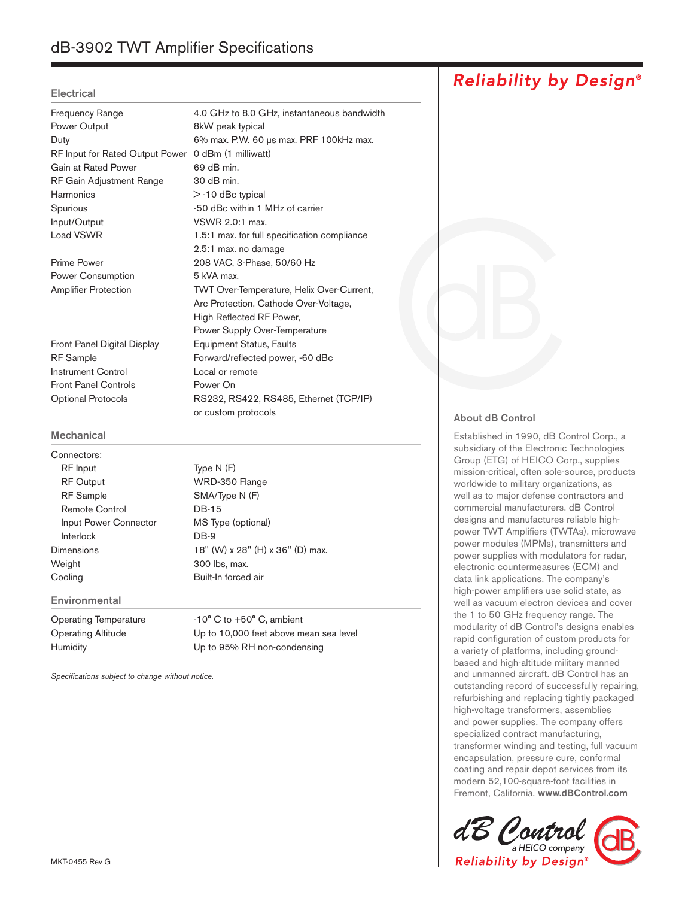# dB-3902 TWT Amplifier Specifications

## Electrical

| | |
|---|---|
| Frequency Range | 4.0 GHz to 8.0 GHz, instantaneous bandwidth |
| Power Output | 8kW peak typical |
| Duty | 6% max. P.W. 60 µs max. PRF 100kHz max. |
| RF Input for Rated Output Power | 0 dBm (1 milliwatt) |
| Gain at Rated Power | 69 dB min. |
| RF Gain Adjustment Range | 30 dB min. |
| Harmonics | > -10 dBc typical |
| Spurious | -50 dBc within 1 MHz of carrier |
| Input/Output | VSWR 2.0:1 max. |
| Load VSWR | 1.5:1 max. for full specification compliance<br>2.5:1 max. no damage |
| Prime Power | 208 VAC, 3-Phase, 50/60 Hz |
| Power Consumption | 5 kVA max. |
| Amplifier Protection | TWT Over-Temperature, Helix Over-Current, Arc Protection, Cathode Over-Voltage, High Reflected RF Power, Power Supply Over-Temperature |
| Front Panel Digital Display | Equipment Status, Faults |
| RF Sample | Forward/reflected power, -60 dBc |
| Instrument Control | Local or remote |
| Front Panel Controls | Power On |
| Optional Protocols | RS232, RS422, RS485, Ethernet (TCP/IP) or custom protocols |

## Mechanical

| | |
|---|---|
| Connectors: | |
| RF Input | Type N (F) |
| RF Output | WRD-350 Flange |
| RF Sample | SMA/Type N (F) |
| Remote Control | DB-15 |
| Input Power Connector | MS Type (optional) |
| Interlock | DB-9 |
| Dimensions | 18" (W) x 28" (H) x 36" (D) max. |
| Weight | 300 lbs, max. |
| Cooling | Built-In forced air |

## Environmental

| | |
|---|---|
| Operating Temperature | -10° C to +50° C, ambient |
| Operating Altitude | Up to 10,000 feet above mean sea level |
| Humidity | Up to 95% RH non-condensing |

*Specifications subject to change without notice.*

MKT-0455 Rev G

*Reliability by Design®*

### About dB Control

Established in 1990, dB Control Corp., a subsidiary of the Electronic Technologies Group (ETG) of HEICO Corp., supplies mission-critical, often sole-source, products worldwide to military organizations, as well as to major defense contractors and commercial manufacturers. dB Control designs and manufactures reliable high-power TWT Amplifiers (TWTAs), microwave power modules (MPMs), transmitters and power supplies with modulators for radar, electronic countermeasures (ECM) and data link applications. The company's high-power amplifiers use solid state, as well as vacuum electron devices and cover the 1 to 50 GHz frequency range. The modularity of dB Control's designs enables rapid configuration of custom products for a variety of platforms, including ground-based and high-altitude military manned and unmanned aircraft. dB Control has an outstanding record of successfully repairing, refurbishing and replacing tightly packaged high-voltage transformers, assemblies and power supplies. The company offers specialized contract manufacturing, transformer winding and testing, full vacuum encapsulation, pressure cure, conformal coating and repair depot services from its modern 52,100-square-foot facilities in Fremont, California. **www.dBControl.com**

dB Control
a HEICO company
*Reliability by Design®*